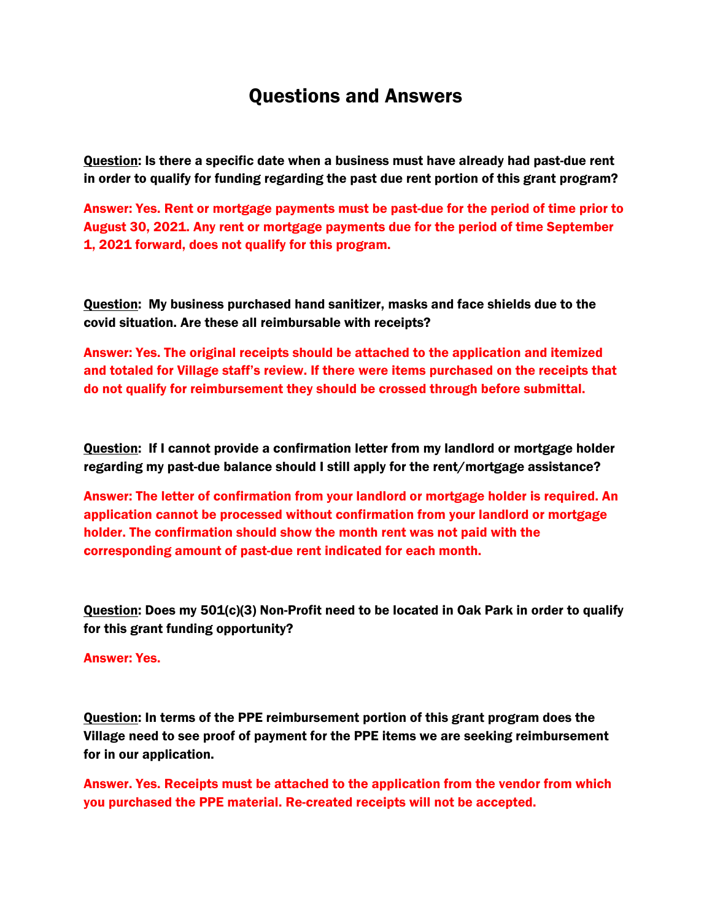# Questions and Answers

**Question: Is there a specific date when a business must have already had past-due rent in order to qualify for funding regarding the past due rent portion of this grant program?**

**Answer: Yes. Rent or mortgage payments must be past-due for the period of time prior to August 30, 2021. Any rent or mortgage payments due for the period of time September 1, 2021 forward, does not qualify for this program.**

**Question: My business purchased hand sanitizer, masks and face shields due to the covid situation. Are these all reimbursable with receipts?**

**Answer: Yes. The original receipts should be attached to the application and itemized and totaled for Village staff's review. If there were items purchased on the receipts that do not qualify for reimbursement they should be crossed through before submittal.**

**Question: If I cannot provide a confirmation letter from my landlord or mortgage holder regarding my past-due balance should I still apply for the rent/mortgage assistance?**

**Answer: The letter of confirmation from your landlord or mortgage holder is required. An application cannot be processed without confirmation from your landlord or mortgage holder. The confirmation should show the month rent was not paid with the corresponding amount of past-due rent indicated for each month.**

**Question: Does my 501(c)(3) Non-Profit need to be located in Oak Park in order to qualify for this grant funding opportunity?**

**Answer: Yes.**

**Question: In terms of the PPE reimbursement portion of this grant program does the Village need to see proof of payment for the PPE items we are seeking reimbursement for in our application.**

**Answer. Yes. Receipts must be attached to the application from the vendor from which you purchased the PPE material. Re-created receipts will not be accepted.**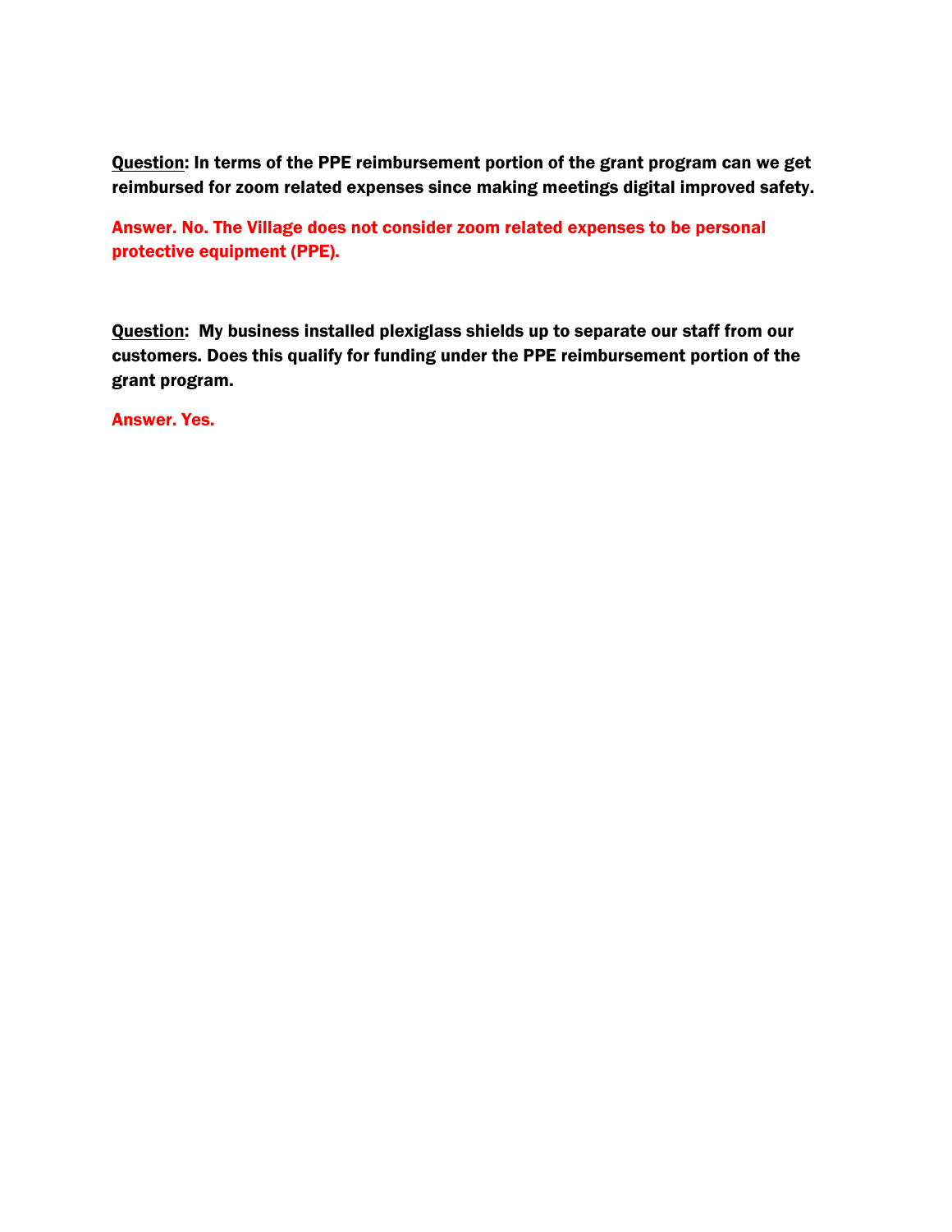**<u>Question</u>: In terms of the PPE reimbursement portion of the grant program can we get reimbursed for zoom related expenses since making meetings digital improved safety.**

**Answer. No. The Village does not consider zoom related expenses to be personal protective equipment (PPE).**

**<u>Question</u>: My business installed plexiglass shields up to separate our staff from our customers. Does this qualify for funding under the PPE reimbursement portion of the grant program.**

**Answer. Yes.**